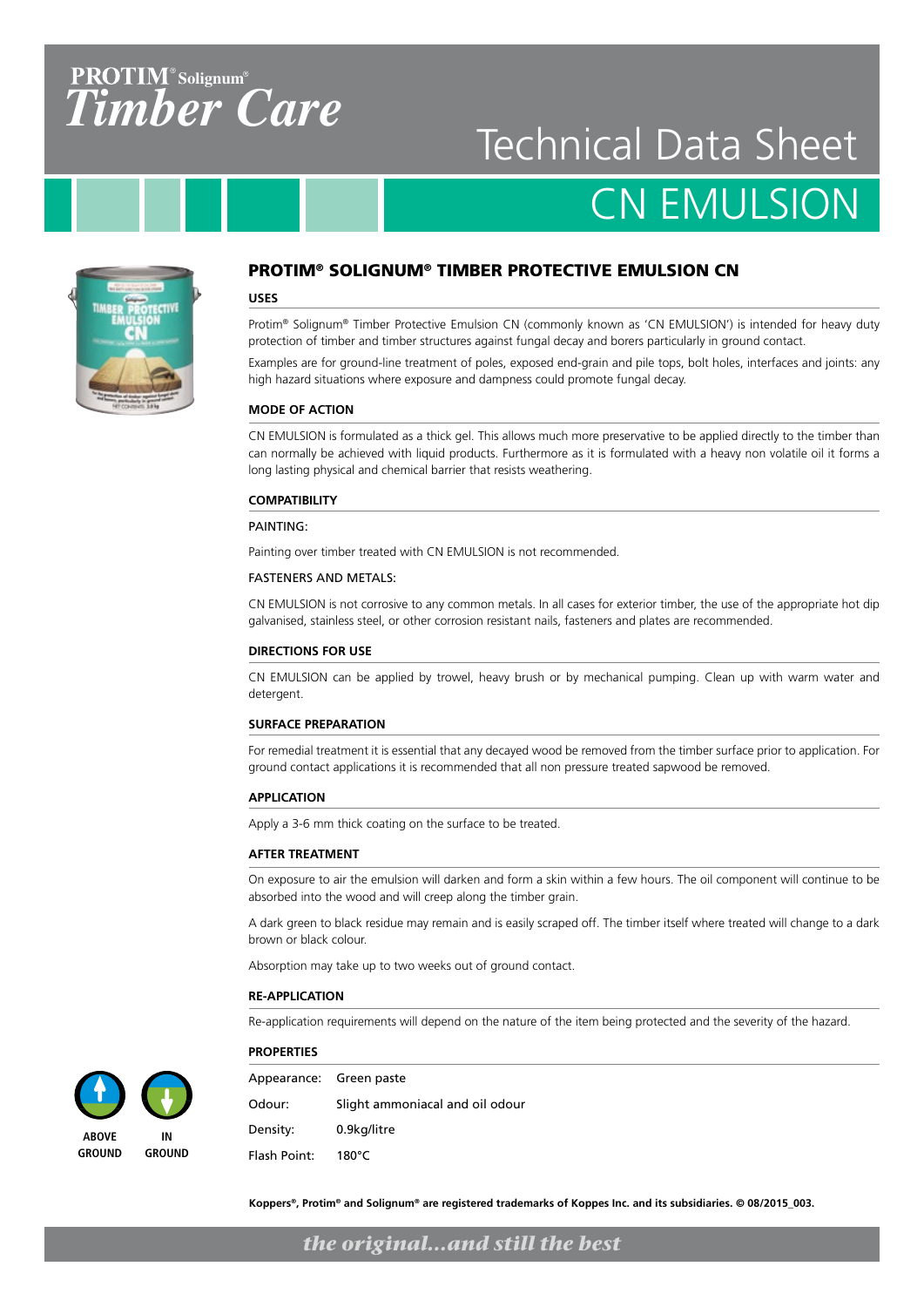PROTIM® Solignum®
*Timber Care*

# Technical Data Sheet

# CN EMULSION

## PROTIM® SOLIGNUM® TIMBER PROTECTIVE EMULSION CN

### USES

Protim® Solignum® Timber Protective Emulsion CN (commonly known as 'CN EMULSION') is intended for heavy duty protection of timber and timber structures against fungal decay and borers particularly in ground contact.

Examples are for ground-line treatment of poles, exposed end-grain and pile tops, bolt holes, interfaces and joints: any high hazard situations where exposure and dampness could promote fungal decay.

### MODE OF ACTION

CN EMULSION is formulated as a thick gel. This allows much more preservative to be applied directly to the timber than can normally be achieved with liquid products. Furthermore as it is formulated with a heavy non volatile oil it forms a long lasting physical and chemical barrier that resists weathering.

### COMPATIBILITY

PAINTING:

Painting over timber treated with CN EMULSION is not recommended.

FASTENERS AND METALS:

CN EMULSION is not corrosive to any common metals. In all cases for exterior timber, the use of the appropriate hot dip galvanised, stainless steel, or other corrosion resistant nails, fasteners and plates are recommended.

### DIRECTIONS FOR USE

CN EMULSION can be applied by trowel, heavy brush or by mechanical pumping. Clean up with warm water and detergent.

### SURFACE PREPARATION

For remedial treatment it is essential that any decayed wood be removed from the timber surface prior to application. For ground contact applications it is recommended that all non pressure treated sapwood be removed.

### APPLICATION

Apply a 3-6 mm thick coating on the surface to be treated.

### AFTER TREATMENT

On exposure to air the emulsion will darken and form a skin within a few hours. The oil component will continue to be absorbed into the wood and will creep along the timber grain.

A dark green to black residue may remain and is easily scraped off. The timber itself where treated will change to a dark brown or black colour.

Absorption may take up to two weeks out of ground contact.

### RE-APPLICATION

Re-application requirements will depend on the nature of the item being protected and the severity of the hazard.

### PROPERTIES

| | |
|---|---|
| Appearance: | Green paste |
| Odour: | Slight ammoniacal and oil odour |
| Density: | 0.9kg/litre |
| Flash Point: | 180°C |

ABOVE GROUND    IN GROUND

**Koppers®, Protim® and Solignum® are registered trademarks of Koppes Inc. and its subsidiaries. © 08/2015_003.**

*the original...and still the best*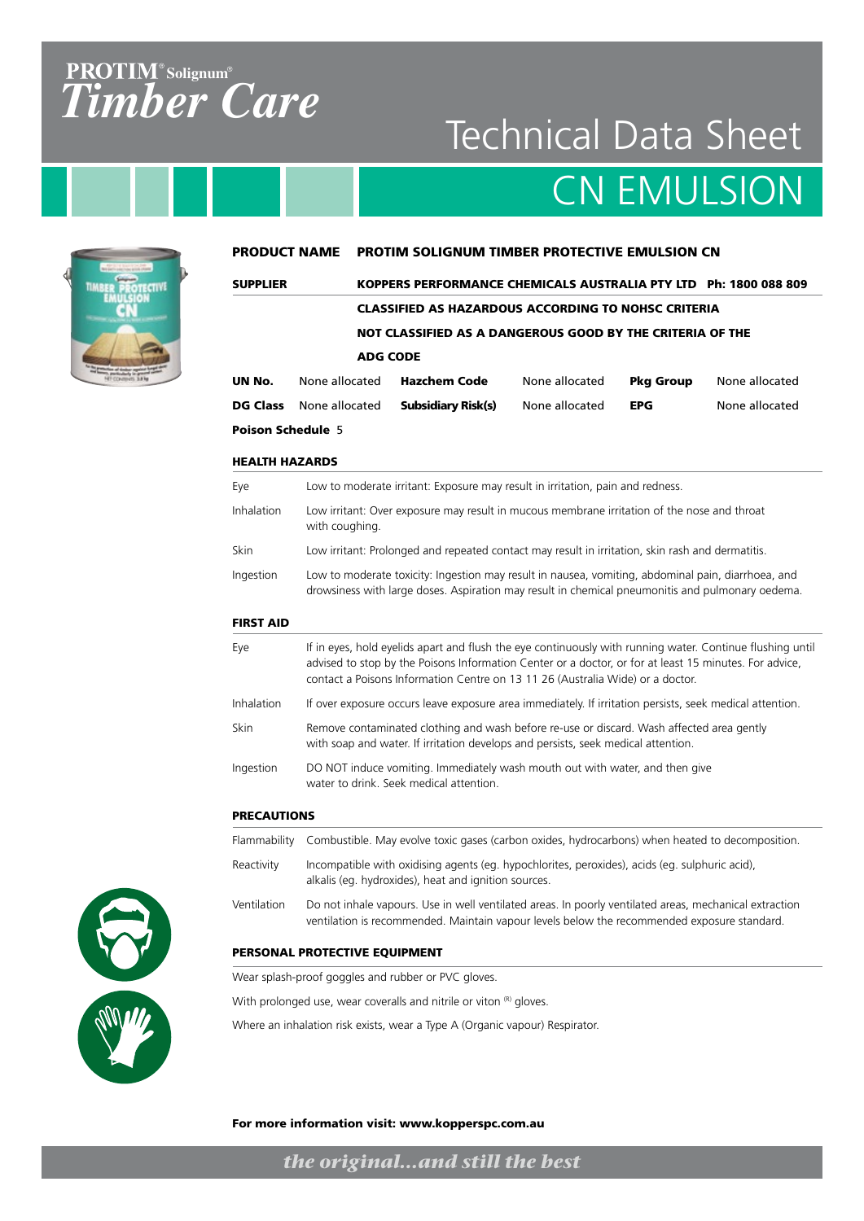# PROTIM® Solignum® Timber Care

# Technical Data Sheet

## CN EMULSION

**PRODUCT NAME** **PROTIM SOLIGNUM TIMBER PROTECTIVE EMULSION CN**

**SUPPLIER** **KOPPERS PERFORMANCE CHEMICALS AUSTRALIA PTY LTD Ph: 1800 088 809**

**CLASSIFIED AS HAZARDOUS ACCORDING TO NOHSC CRITERIA**

**NOT CLASSIFIED AS A DANGEROUS GOOD BY THE CRITERIA OF THE ADG CODE**

| | | | | | |
|---|---|---|---|---|---|
| **UN No.** | None allocated | **Hazchem Code** | None allocated | **Pkg Group** | None allocated |
| **DG Class** | None allocated | **Subsidiary Risk(s)** | None allocated | **EPG** | None allocated |

**Poison Schedule** 5

### HEALTH HAZARDS

| | |
|---|---|
| Eye | Low to moderate irritant: Exposure may result in irritation, pain and redness. |
| Inhalation | Low irritant: Over exposure may result in mucous membrane irritation of the nose and throat with coughing. |
| Skin | Low irritant: Prolonged and repeated contact may result in irritation, skin rash and dermatitis. |
| Ingestion | Low to moderate toxicity: Ingestion may result in nausea, vomiting, abdominal pain, diarrhoea, and drowsiness with large doses. Aspiration may result in chemical pneumonitis and pulmonary oedema. |

### FIRST AID

| | |
|---|---|
| Eye | If in eyes, hold eyelids apart and flush the eye continuously with running water. Continue flushing until advised to stop by the Poisons Information Center or a doctor, or for at least 15 minutes. For advice, contact a Poisons Information Centre on 13 11 26 (Australia Wide) or a doctor. |
| Inhalation | If over exposure occurs leave exposure area immediately. If irritation persists, seek medical attention. |
| Skin | Remove contaminated clothing and wash before re-use or discard. Wash affected area gently with soap and water. If irritation develops and persists, seek medical attention. |
| Ingestion | DO NOT induce vomiting. Immediately wash mouth out with water, and then give water to drink. Seek medical attention. |

### PRECAUTIONS

| | |
|---|---|
| Flammability | Combustible. May evolve toxic gases (carbon oxides, hydrocarbons) when heated to decomposition. |
| Reactivity | Incompatible with oxidising agents (eg. hypochlorites, peroxides), acids (eg. sulphuric acid), alkalis (eg. hydroxides), heat and ignition sources. |
| Ventilation | Do not inhale vapours. Use in well ventilated areas. In poorly ventilated areas, mechanical extraction ventilation is recommended. Maintain vapour levels below the recommended exposure standard. |

### PERSONAL PROTECTIVE EQUIPMENT

Wear splash-proof goggles and rubber or PVC gloves.

With prolonged use, wear coveralls and nitrile or viton (R) gloves.

Where an inhalation risk exists, wear a Type A (Organic vapour) Respirator.

**For more information visit: www.kopperspc.com.au**

*the original...and still the best*